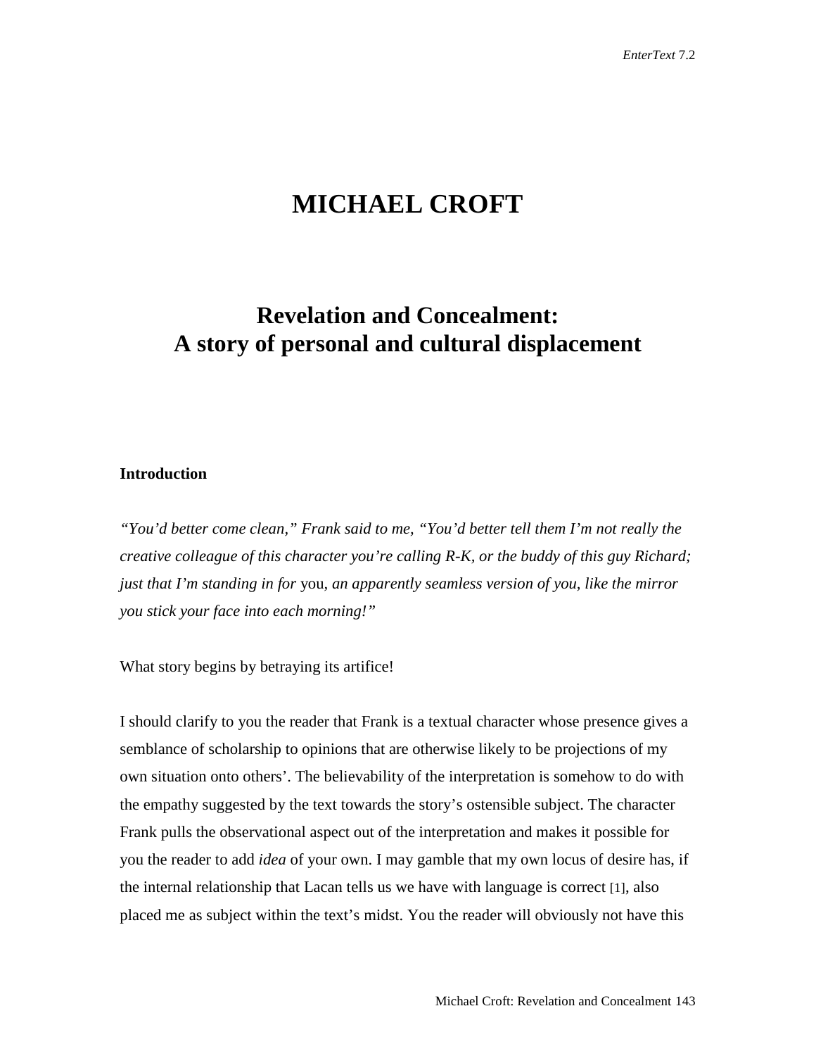# MICHAEL CROFT

## Revelation and Concealment: A story of personal and cultural displacement

### Introduction

*“You’d better come clean,” Frank said to me, “You’d better tell them I’m not really the creative colleague of this character you’re calling R-K, or the buddy of this guy Richard; just that I’m standing in for* you*, an apparently seamless version of you, like the mirror you stick your face into each morning!”*

What story begins by betraying its artifice!

I should clarify to you the reader that Frank is a textual character whose presence gives a semblance of scholarship to opinions that are otherwise likely to be projections of my own situation onto others’. The believability of the interpretation is somehow to do with the empathy suggested by the text towards the story’s ostensible subject. The character Frank pulls the observational aspect out of the interpretation and makes it possible for you the reader to add *idea* of your own. I may gamble that my own locus of desire has, if the internal relationship that Lacan tells us we have with language is correct [1], also placed me as subject within the text’s midst. You the reader will obviously not have this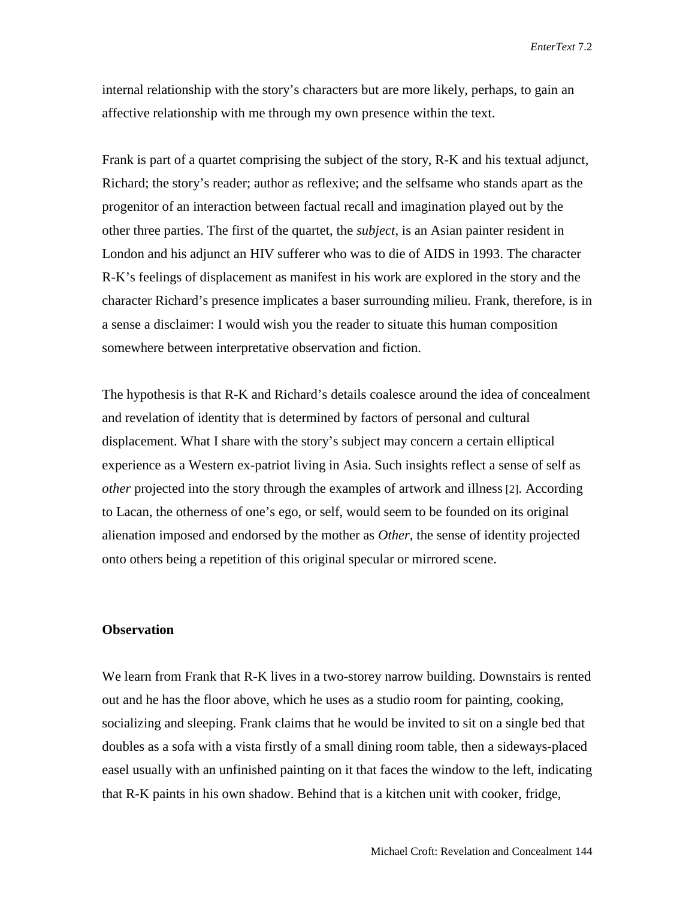internal relationship with the story's characters but are more likely, perhaps, to gain an affective relationship with me through my own presence within the text.

Frank is part of a quartet comprising the subject of the story, R-K and his textual adjunct, Richard; the story's reader; author as reflexive; and the selfsame who stands apart as the progenitor of an interaction between factual recall and imagination played out by the other three parties. The first of the quartet, the *subject*, is an Asian painter resident in London and his adjunct an HIV sufferer who was to die of AIDS in 1993. The character R-K's feelings of displacement as manifest in his work are explored in the story and the character Richard's presence implicates a baser surrounding milieu. Frank, therefore, is in a sense a disclaimer: I would wish you the reader to situate this human composition somewhere between interpretative observation and fiction.

The hypothesis is that R-K and Richard's details coalesce around the idea of concealment and revelation of identity that is determined by factors of personal and cultural displacement. What I share with the story's subject may concern a certain elliptical experience as a Western ex-patriot living in Asia. Such insights reflect a sense of self as *other* projected into the story through the examples of artwork and illness [2]. According to Lacan, the otherness of one's ego, or self, would seem to be founded on its original alienation imposed and endorsed by the mother as *Other*, the sense of identity projected onto others being a repetition of this original specular or mirrored scene.

**Observation**

We learn from Frank that R-K lives in a two-storey narrow building. Downstairs is rented out and he has the floor above, which he uses as a studio room for painting, cooking, socializing and sleeping. Frank claims that he would be invited to sit on a single bed that doubles as a sofa with a vista firstly of a small dining room table, then a sideways-placed easel usually with an unfinished painting on it that faces the window to the left, indicating that R-K paints in his own shadow. Behind that is a kitchen unit with cooker, fridge,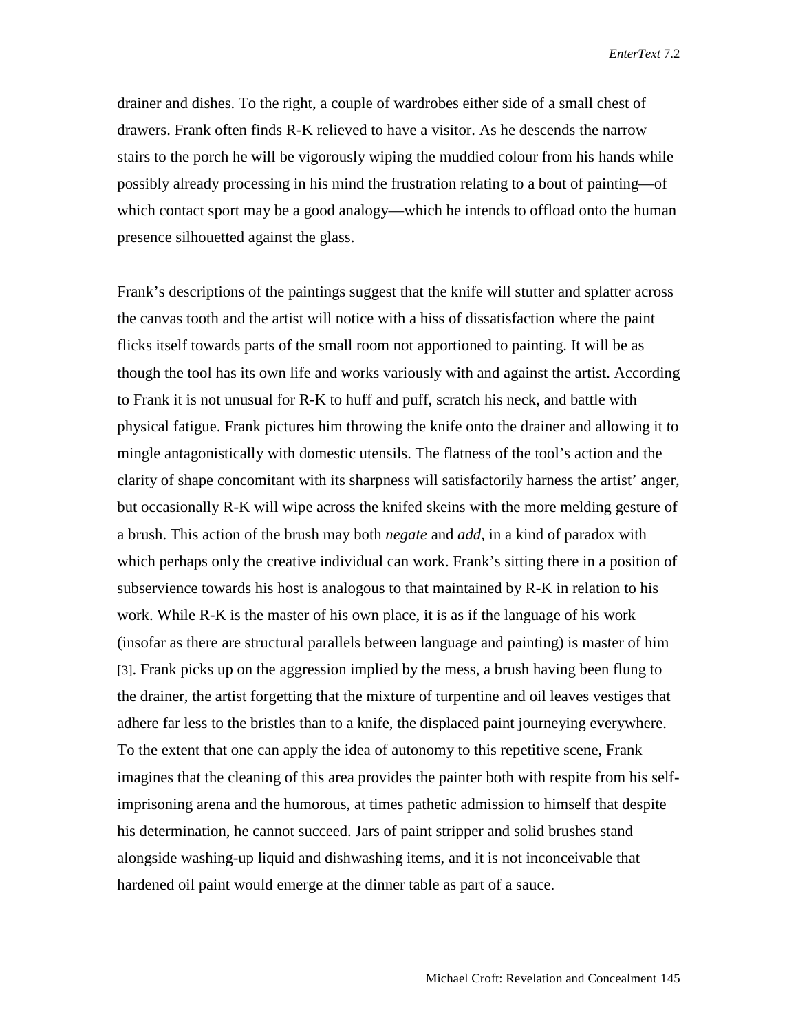drainer and dishes. To the right, a couple of wardrobes either side of a small chest of drawers. Frank often finds R-K relieved to have a visitor. As he descends the narrow stairs to the porch he will be vigorously wiping the muddied colour from his hands while possibly already processing in his mind the frustration relating to a bout of painting—of which contact sport may be a good analogy—which he intends to offload onto the human presence silhouetted against the glass.

Frank's descriptions of the paintings suggest that the knife will stutter and splatter across the canvas tooth and the artist will notice with a hiss of dissatisfaction where the paint flicks itself towards parts of the small room not apportioned to painting. It will be as though the tool has its own life and works variously with and against the artist. According to Frank it is not unusual for R-K to huff and puff, scratch his neck, and battle with physical fatigue. Frank pictures him throwing the knife onto the drainer and allowing it to mingle antagonistically with domestic utensils. The flatness of the tool's action and the clarity of shape concomitant with its sharpness will satisfactorily harness the artist' anger, but occasionally R-K will wipe across the knifed skeins with the more melding gesture of a brush. This action of the brush may both *negate* and *add*, in a kind of paradox with which perhaps only the creative individual can work. Frank's sitting there in a position of subservience towards his host is analogous to that maintained by R-K in relation to his work. While R-K is the master of his own place, it is as if the language of his work (insofar as there are structural parallels between language and painting) is master of him [3]. Frank picks up on the aggression implied by the mess, a brush having been flung to the drainer, the artist forgetting that the mixture of turpentine and oil leaves vestiges that adhere far less to the bristles than to a knife, the displaced paint journeying everywhere. To the extent that one can apply the idea of autonomy to this repetitive scene, Frank imagines that the cleaning of this area provides the painter both with respite from his self-imprisoning arena and the humorous, at times pathetic admission to himself that despite his determination, he cannot succeed. Jars of paint stripper and solid brushes stand alongside washing-up liquid and dishwashing items, and it is not inconceivable that hardened oil paint would emerge at the dinner table as part of a sauce.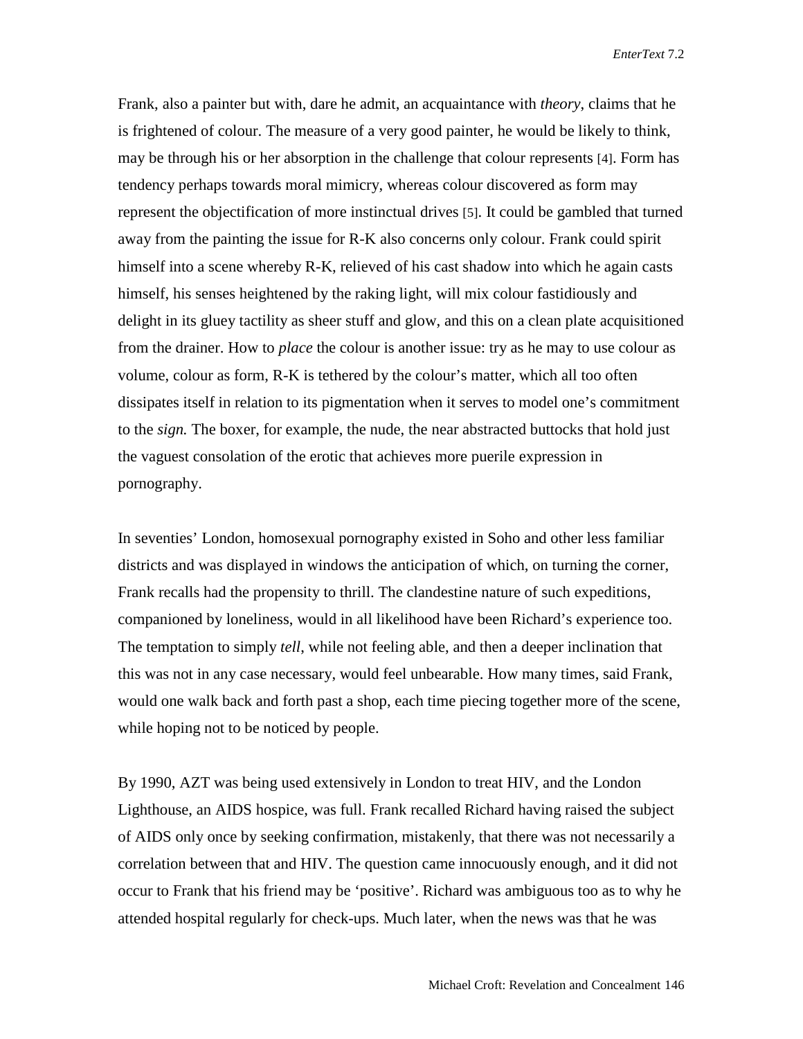Frank, also a painter but with, dare he admit, an acquaintance with *theory*, claims that he is frightened of colour. The measure of a very good painter, he would be likely to think, may be through his or her absorption in the challenge that colour represents [4]. Form has tendency perhaps towards moral mimicry, whereas colour discovered as form may represent the objectification of more instinctual drives [5]. It could be gambled that turned away from the painting the issue for R-K also concerns only colour. Frank could spirit himself into a scene whereby R-K, relieved of his cast shadow into which he again casts himself, his senses heightened by the raking light, will mix colour fastidiously and delight in its gluey tactility as sheer stuff and glow, and this on a clean plate acquisitioned from the drainer. How to *place* the colour is another issue: try as he may to use colour as volume, colour as form, R-K is tethered by the colour's matter, which all too often dissipates itself in relation to its pigmentation when it serves to model one's commitment to the *sign.* The boxer, for example, the nude, the near abstracted buttocks that hold just the vaguest consolation of the erotic that achieves more puerile expression in pornography.

In seventies' London, homosexual pornography existed in Soho and other less familiar districts and was displayed in windows the anticipation of which, on turning the corner, Frank recalls had the propensity to thrill. The clandestine nature of such expeditions, companioned by loneliness, would in all likelihood have been Richard's experience too. The temptation to simply *tell*, while not feeling able, and then a deeper inclination that this was not in any case necessary, would feel unbearable. How many times, said Frank, would one walk back and forth past a shop, each time piecing together more of the scene, while hoping not to be noticed by people.

By 1990, AZT was being used extensively in London to treat HIV, and the London Lighthouse, an AIDS hospice, was full. Frank recalled Richard having raised the subject of AIDS only once by seeking confirmation, mistakenly, that there was not necessarily a correlation between that and HIV. The question came innocuously enough, and it did not occur to Frank that his friend may be 'positive'. Richard was ambiguous too as to why he attended hospital regularly for check-ups. Much later, when the news was that he was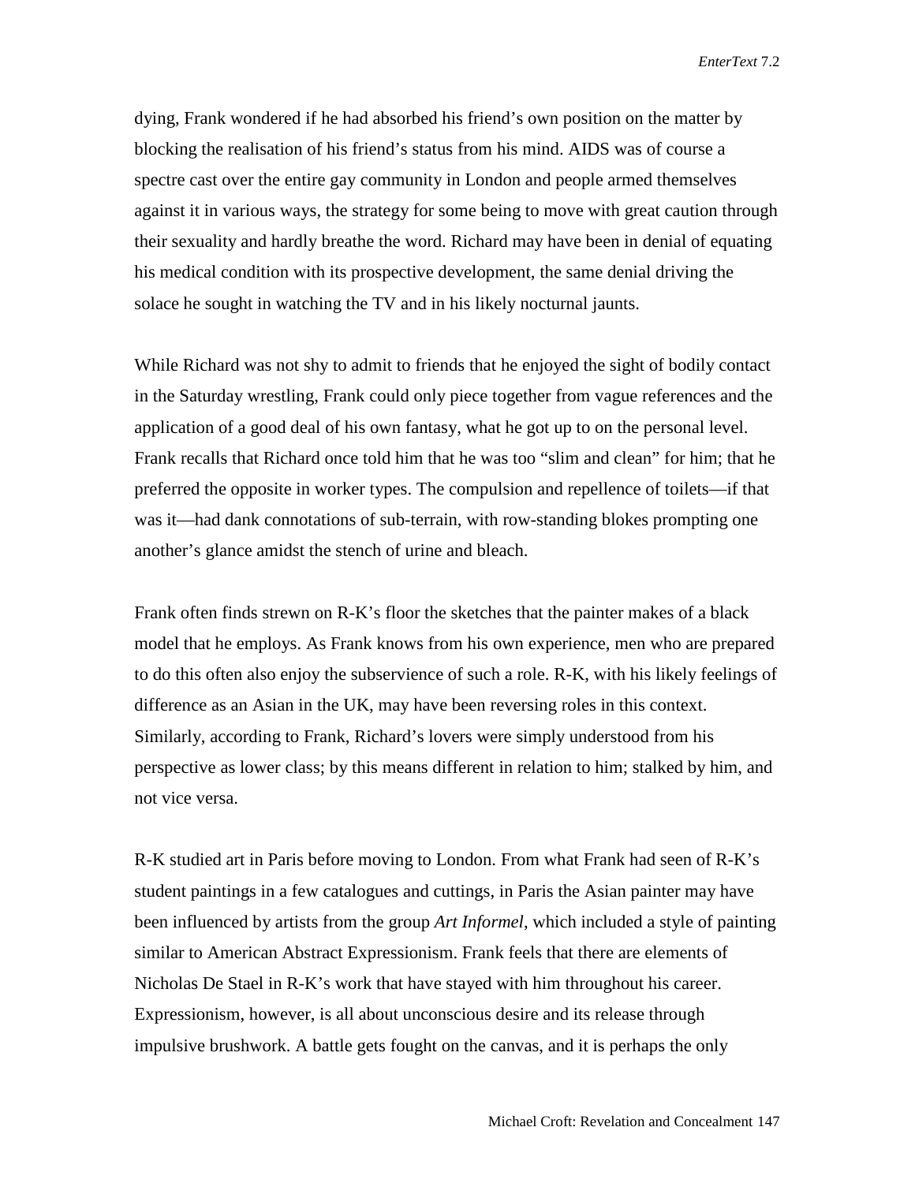dying, Frank wondered if he had absorbed his friend's own position on the matter by blocking the realisation of his friend's status from his mind. AIDS was of course a spectre cast over the entire gay community in London and people armed themselves against it in various ways, the strategy for some being to move with great caution through their sexuality and hardly breathe the word. Richard may have been in denial of equating his medical condition with its prospective development, the same denial driving the solace he sought in watching the TV and in his likely nocturnal jaunts.

While Richard was not shy to admit to friends that he enjoyed the sight of bodily contact in the Saturday wrestling, Frank could only piece together from vague references and the application of a good deal of his own fantasy, what he got up to on the personal level. Frank recalls that Richard once told him that he was too "slim and clean" for him; that he preferred the opposite in worker types. The compulsion and repellence of toilets—if that was it—had dank connotations of sub-terrain, with row-standing blokes prompting one another's glance amidst the stench of urine and bleach.

Frank often finds strewn on R-K's floor the sketches that the painter makes of a black model that he employs. As Frank knows from his own experience, men who are prepared to do this often also enjoy the subservience of such a role. R-K, with his likely feelings of difference as an Asian in the UK, may have been reversing roles in this context. Similarly, according to Frank, Richard's lovers were simply understood from his perspective as lower class; by this means different in relation to him; stalked by him, and not vice versa.

R-K studied art in Paris before moving to London. From what Frank had seen of R-K's student paintings in a few catalogues and cuttings, in Paris the Asian painter may have been influenced by artists from the group *Art Informel*, which included a style of painting similar to American Abstract Expressionism. Frank feels that there are elements of Nicholas De Stael in R-K's work that have stayed with him throughout his career. Expressionism, however, is all about unconscious desire and its release through impulsive brushwork. A battle gets fought on the canvas, and it is perhaps the only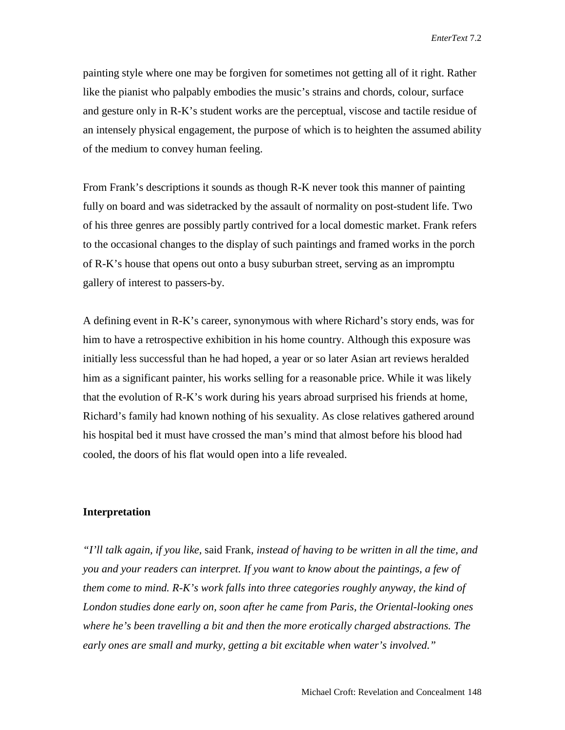painting style where one may be forgiven for sometimes not getting all of it right. Rather like the pianist who palpably embodies the music's strains and chords, colour, surface and gesture only in R-K's student works are the perceptual, viscose and tactile residue of an intensely physical engagement, the purpose of which is to heighten the assumed ability of the medium to convey human feeling.

From Frank's descriptions it sounds as though R-K never took this manner of painting fully on board and was sidetracked by the assault of normality on post-student life. Two of his three genres are possibly partly contrived for a local domestic market. Frank refers to the occasional changes to the display of such paintings and framed works in the porch of R-K's house that opens out onto a busy suburban street, serving as an impromptu gallery of interest to passers-by.

A defining event in R-K's career, synonymous with where Richard's story ends, was for him to have a retrospective exhibition in his home country. Although this exposure was initially less successful than he had hoped, a year or so later Asian art reviews heralded him as a significant painter, his works selling for a reasonable price. While it was likely that the evolution of R-K's work during his years abroad surprised his friends at home, Richard's family had known nothing of his sexuality. As close relatives gathered around his hospital bed it must have crossed the man's mind that almost before his blood had cooled, the doors of his flat would open into a life revealed.

## Interpretation

*"I'll talk again, if you like,* said Frank, *instead of having to be written in all the time, and you and your readers can interpret. If you want to know about the paintings, a few of them come to mind. R-K's work falls into three categories roughly anyway, the kind of London studies done early on, soon after he came from Paris, the Oriental-looking ones where he's been travelling a bit and then the more erotically charged abstractions. The early ones are small and murky, getting a bit excitable when water's involved."*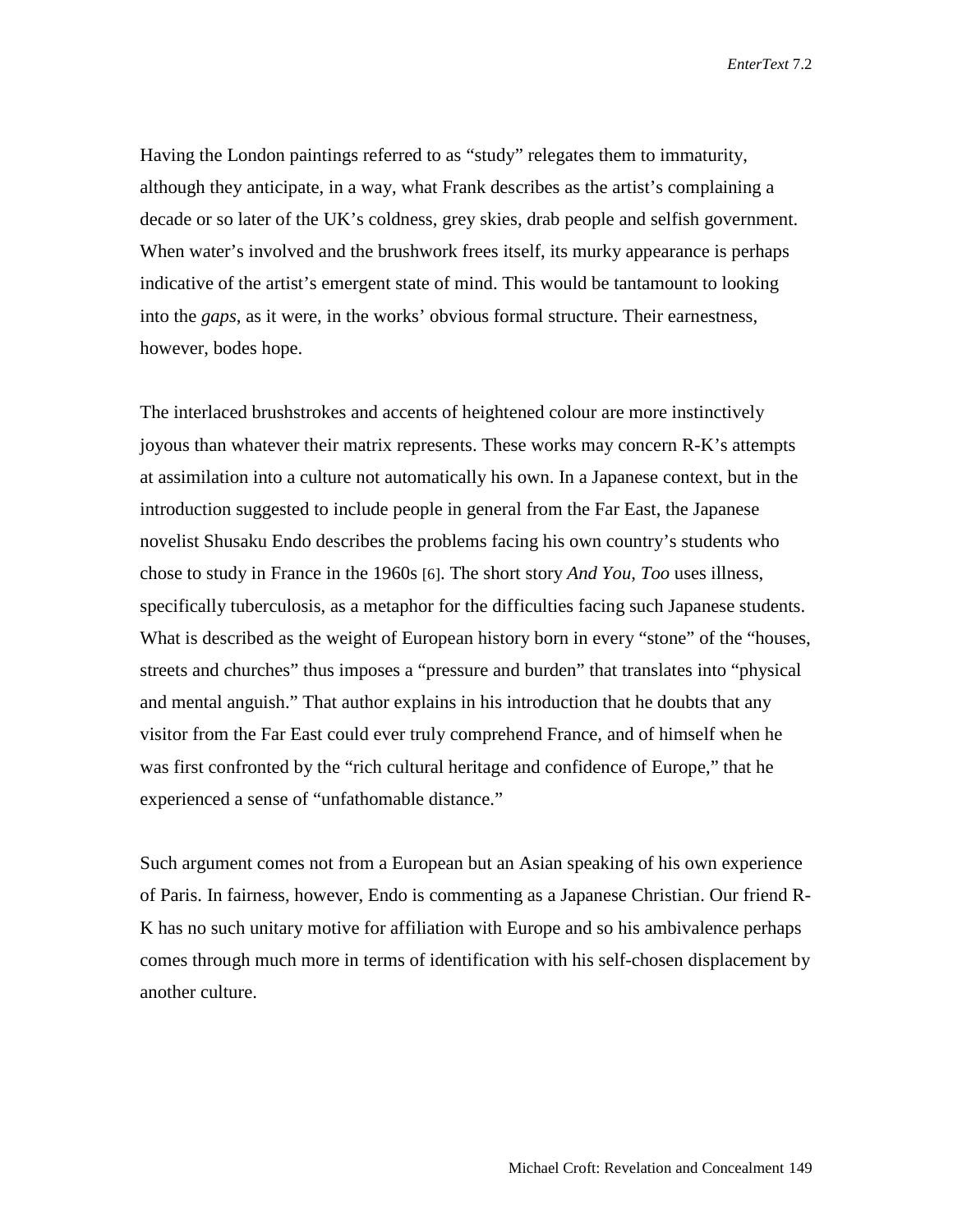Having the London paintings referred to as "study" relegates them to immaturity, although they anticipate, in a way, what Frank describes as the artist's complaining a decade or so later of the UK's coldness, grey skies, drab people and selfish government. When water's involved and the brushwork frees itself, its murky appearance is perhaps indicative of the artist's emergent state of mind. This would be tantamount to looking into the *gaps*, as it were, in the works' obvious formal structure. Their earnestness, however, bodes hope.

The interlaced brushstrokes and accents of heightened colour are more instinctively joyous than whatever their matrix represents. These works may concern R-K's attempts at assimilation into a culture not automatically his own. In a Japanese context, but in the introduction suggested to include people in general from the Far East, the Japanese novelist Shusaku Endo describes the problems facing his own country's students who chose to study in France in the 1960s [6]. The short story *And You, Too* uses illness, specifically tuberculosis, as a metaphor for the difficulties facing such Japanese students. What is described as the weight of European history born in every "stone" of the "houses, streets and churches" thus imposes a "pressure and burden" that translates into "physical and mental anguish." That author explains in his introduction that he doubts that any visitor from the Far East could ever truly comprehend France, and of himself when he was first confronted by the "rich cultural heritage and confidence of Europe," that he experienced a sense of "unfathomable distance."

Such argument comes not from a European but an Asian speaking of his own experience of Paris. In fairness, however, Endo is commenting as a Japanese Christian. Our friend R-K has no such unitary motive for affiliation with Europe and so his ambivalence perhaps comes through much more in terms of identification with his self-chosen displacement by another culture.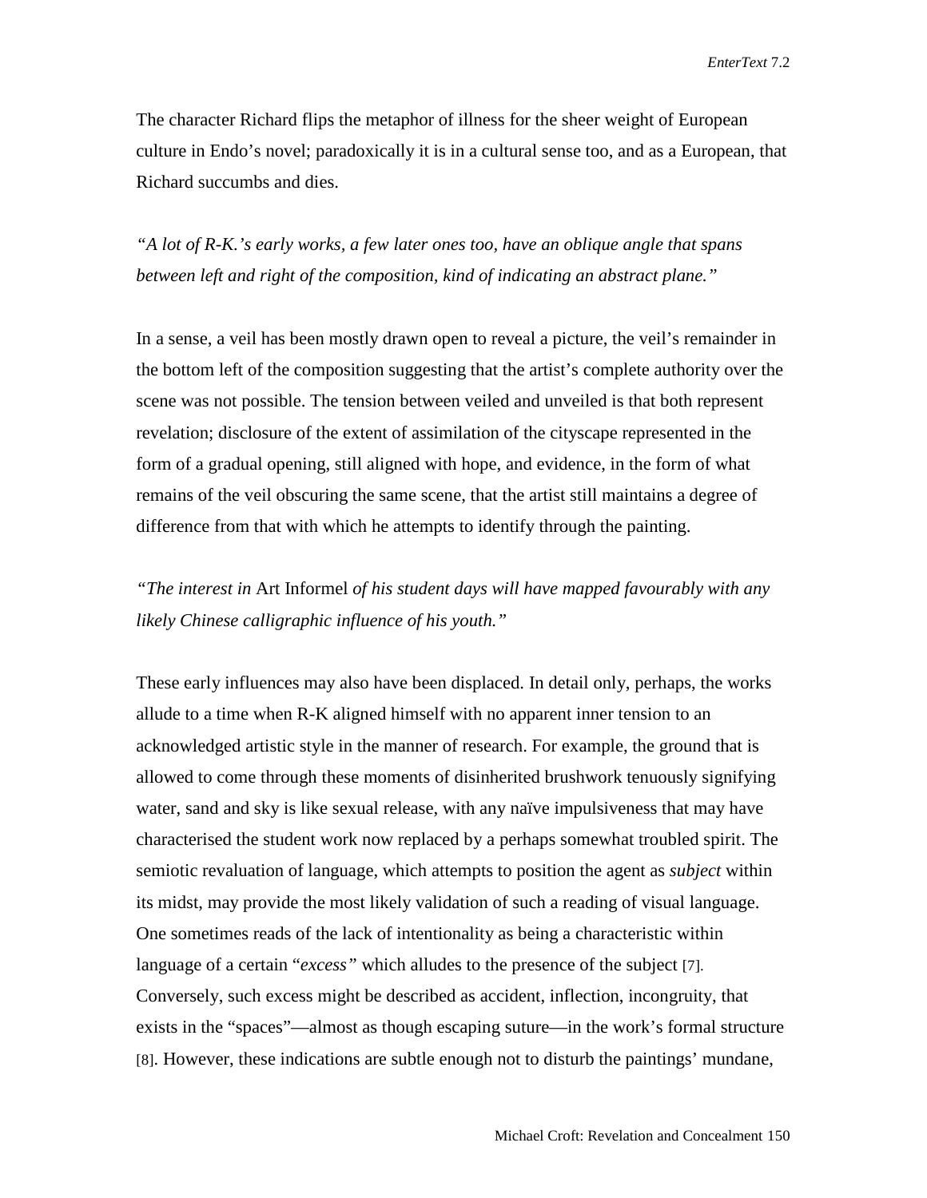The character Richard flips the metaphor of illness for the sheer weight of European culture in Endo's novel; paradoxically it is in a cultural sense too, and as a European, that Richard succumbs and dies.

*"A lot of R-K.'s early works, a few later ones too, have an oblique angle that spans between left and right of the composition, kind of indicating an abstract plane."*

In a sense, a veil has been mostly drawn open to reveal a picture, the veil's remainder in the bottom left of the composition suggesting that the artist's complete authority over the scene was not possible. The tension between veiled and unveiled is that both represent revelation; disclosure of the extent of assimilation of the cityscape represented in the form of a gradual opening, still aligned with hope, and evidence, in the form of what remains of the veil obscuring the same scene, that the artist still maintains a degree of difference from that with which he attempts to identify through the painting.

*"The interest in* Art Informel *of his student days will have mapped favourably with any likely Chinese calligraphic influence of his youth."*

These early influences may also have been displaced. In detail only, perhaps, the works allude to a time when R-K aligned himself with no apparent inner tension to an acknowledged artistic style in the manner of research. For example, the ground that is allowed to come through these moments of disinherited brushwork tenuously signifying water, sand and sky is like sexual release, with any naïve impulsiveness that may have characterised the student work now replaced by a perhaps somewhat troubled spirit. The semiotic revaluation of language, which attempts to position the agent as *subject* within its midst, may provide the most likely validation of such a reading of visual language. One sometimes reads of the lack of intentionality as being a characteristic within language of a certain "*excess"* which alludes to the presence of the subject [7]. Conversely, such excess might be described as accident, inflection, incongruity, that exists in the "spaces"—almost as though escaping suture—in the work's formal structure [8]. However, these indications are subtle enough not to disturb the paintings' mundane,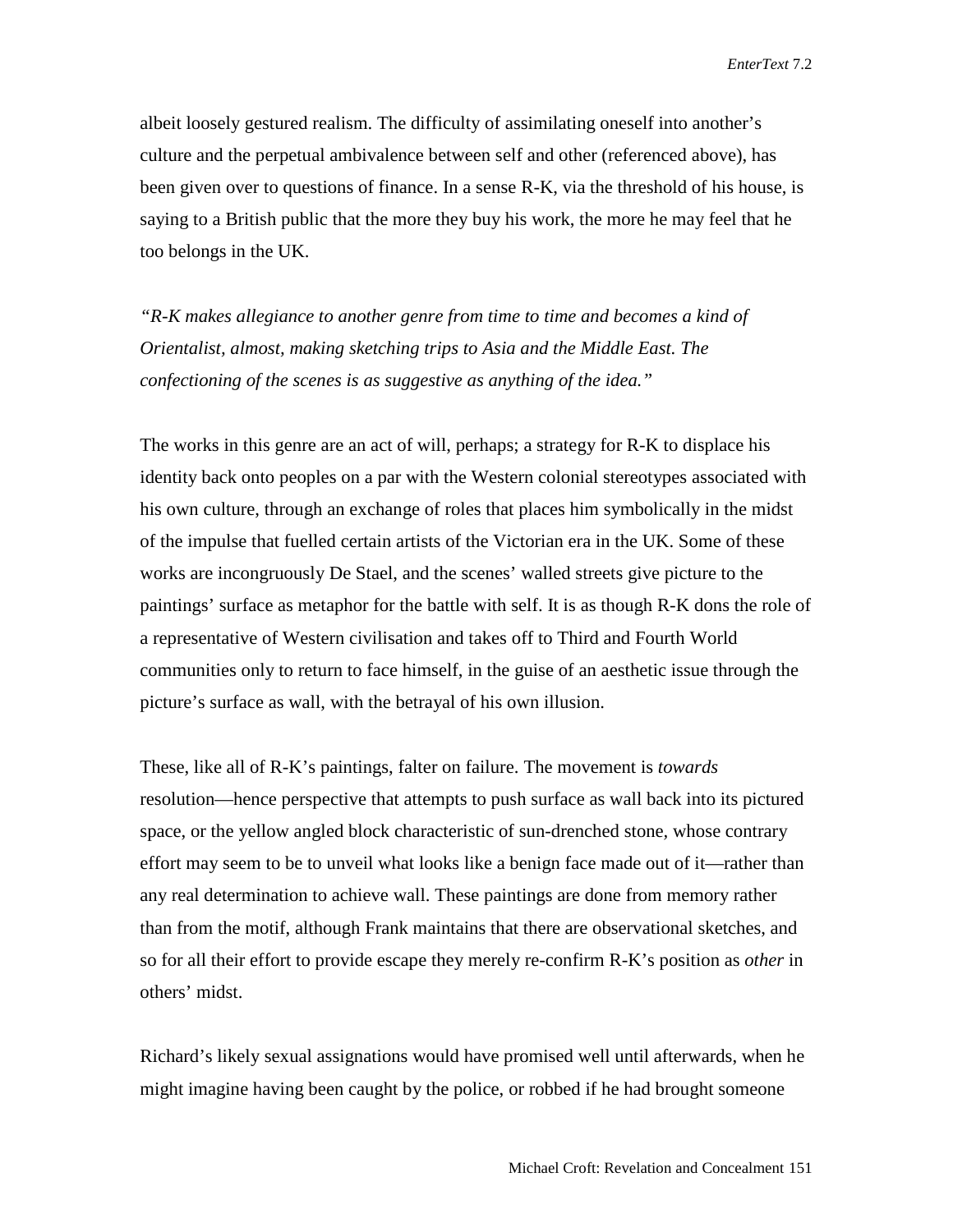albeit loosely gestured realism. The difficulty of assimilating oneself into another's culture and the perpetual ambivalence between self and other (referenced above), has been given over to questions of finance. In a sense R-K, via the threshold of his house, is saying to a British public that the more they buy his work, the more he may feel that he too belongs in the UK.

*"R-K makes allegiance to another genre from time to time and becomes a kind of Orientalist, almost, making sketching trips to Asia and the Middle East. The confectioning of the scenes is as suggestive as anything of the idea."*

The works in this genre are an act of will, perhaps; a strategy for R-K to displace his identity back onto peoples on a par with the Western colonial stereotypes associated with his own culture, through an exchange of roles that places him symbolically in the midst of the impulse that fuelled certain artists of the Victorian era in the UK. Some of these works are incongruously De Stael, and the scenes' walled streets give picture to the paintings' surface as metaphor for the battle with self. It is as though R-K dons the role of a representative of Western civilisation and takes off to Third and Fourth World communities only to return to face himself, in the guise of an aesthetic issue through the picture's surface as wall, with the betrayal of his own illusion.

These, like all of R-K's paintings, falter on failure. The movement is *towards* resolution—hence perspective that attempts to push surface as wall back into its pictured space, or the yellow angled block characteristic of sun-drenched stone, whose contrary effort may seem to be to unveil what looks like a benign face made out of it—rather than any real determination to achieve wall. These paintings are done from memory rather than from the motif, although Frank maintains that there are observational sketches, and so for all their effort to provide escape they merely re-confirm R-K's position as *other* in others' midst.

Richard's likely sexual assignations would have promised well until afterwards, when he might imagine having been caught by the police, or robbed if he had brought someone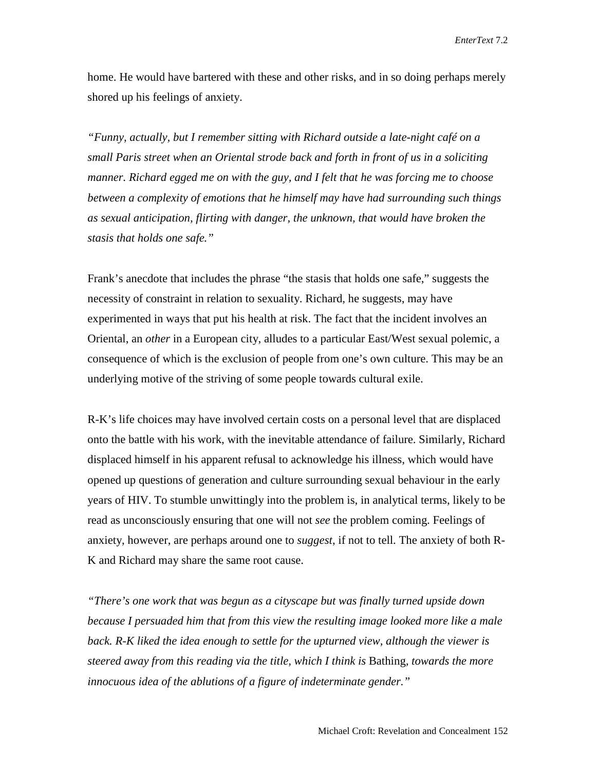home. He would have bartered with these and other risks, and in so doing perhaps merely shored up his feelings of anxiety.

*"Funny, actually, but I remember sitting with Richard outside a late-night café on a small Paris street when an Oriental strode back and forth in front of us in a soliciting manner. Richard egged me on with the guy, and I felt that he was forcing me to choose between a complexity of emotions that he himself may have had surrounding such things as sexual anticipation, flirting with danger, the unknown, that would have broken the stasis that holds one safe."*

Frank's anecdote that includes the phrase "the stasis that holds one safe," suggests the necessity of constraint in relation to sexuality. Richard, he suggests, may have experimented in ways that put his health at risk. The fact that the incident involves an Oriental, an *other* in a European city, alludes to a particular East/West sexual polemic, a consequence of which is the exclusion of people from one's own culture. This may be an underlying motive of the striving of some people towards cultural exile.

R-K's life choices may have involved certain costs on a personal level that are displaced onto the battle with his work, with the inevitable attendance of failure. Similarly, Richard displaced himself in his apparent refusal to acknowledge his illness, which would have opened up questions of generation and culture surrounding sexual behaviour in the early years of HIV. To stumble unwittingly into the problem is, in analytical terms, likely to be read as unconsciously ensuring that one will not *see* the problem coming. Feelings of anxiety, however, are perhaps around one to *suggest*, if not to tell. The anxiety of both R-K and Richard may share the same root cause.

*"There's one work that was begun as a cityscape but was finally turned upside down because I persuaded him that from this view the resulting image looked more like a male back. R-K liked the idea enough to settle for the upturned view, although the viewer is steered away from this reading via the title, which I think is* Bathing*, towards the more innocuous idea of the ablutions of a figure of indeterminate gender."*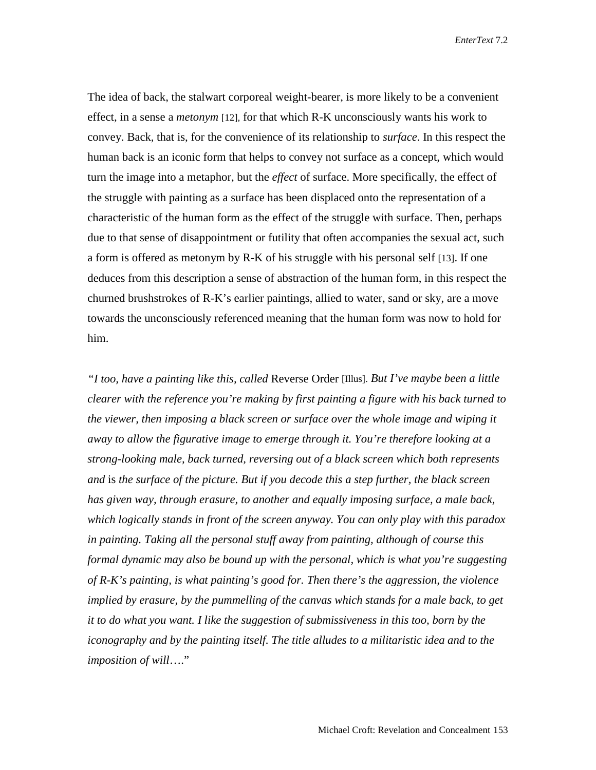The idea of back, the stalwart corporeal weight-bearer, is more likely to be a convenient effect, in a sense a *metonym* [12], for that which R-K unconsciously wants his work to convey. Back, that is, for the convenience of its relationship to *surface*. In this respect the human back is an iconic form that helps to convey not surface as a concept, which would turn the image into a metaphor, but the *effect* of surface. More specifically, the effect of the struggle with painting as a surface has been displaced onto the representation of a characteristic of the human form as the effect of the struggle with surface. Then, perhaps due to that sense of disappointment or futility that often accompanies the sexual act, such a form is offered as metonym by R-K of his struggle with his personal self [13]. If one deduces from this description a sense of abstraction of the human form, in this respect the churned brushstrokes of R-K's earlier paintings, allied to water, sand or sky, are a move towards the unconsciously referenced meaning that the human form was now to hold for him.

*"I too, have a painting like this, called* Reverse Order [Illus]. *But I've maybe been a little clearer with the reference you're making by first painting a figure with his back turned to the viewer, then imposing a black screen or surface over the whole image and wiping it away to allow the figurative image to emerge through it. You're therefore looking at a strong-looking male, back turned, reversing out of a black screen which both represents and* is *the surface of the picture. But if you decode this a step further, the black screen has given way, through erasure, to another and equally imposing surface, a male back, which logically stands in front of the screen anyway. You can only play with this paradox in painting. Taking all the personal stuff away from painting, although of course this formal dynamic may also be bound up with the personal, which is what you're suggesting of R-K's painting, is what painting's good for. Then there's the aggression, the violence implied by erasure, by the pummelling of the canvas which stands for a male back, to get it to do what you want. I like the suggestion of submissiveness in this too, born by the iconography and by the painting itself. The title alludes to a militaristic idea and to the imposition of will*…."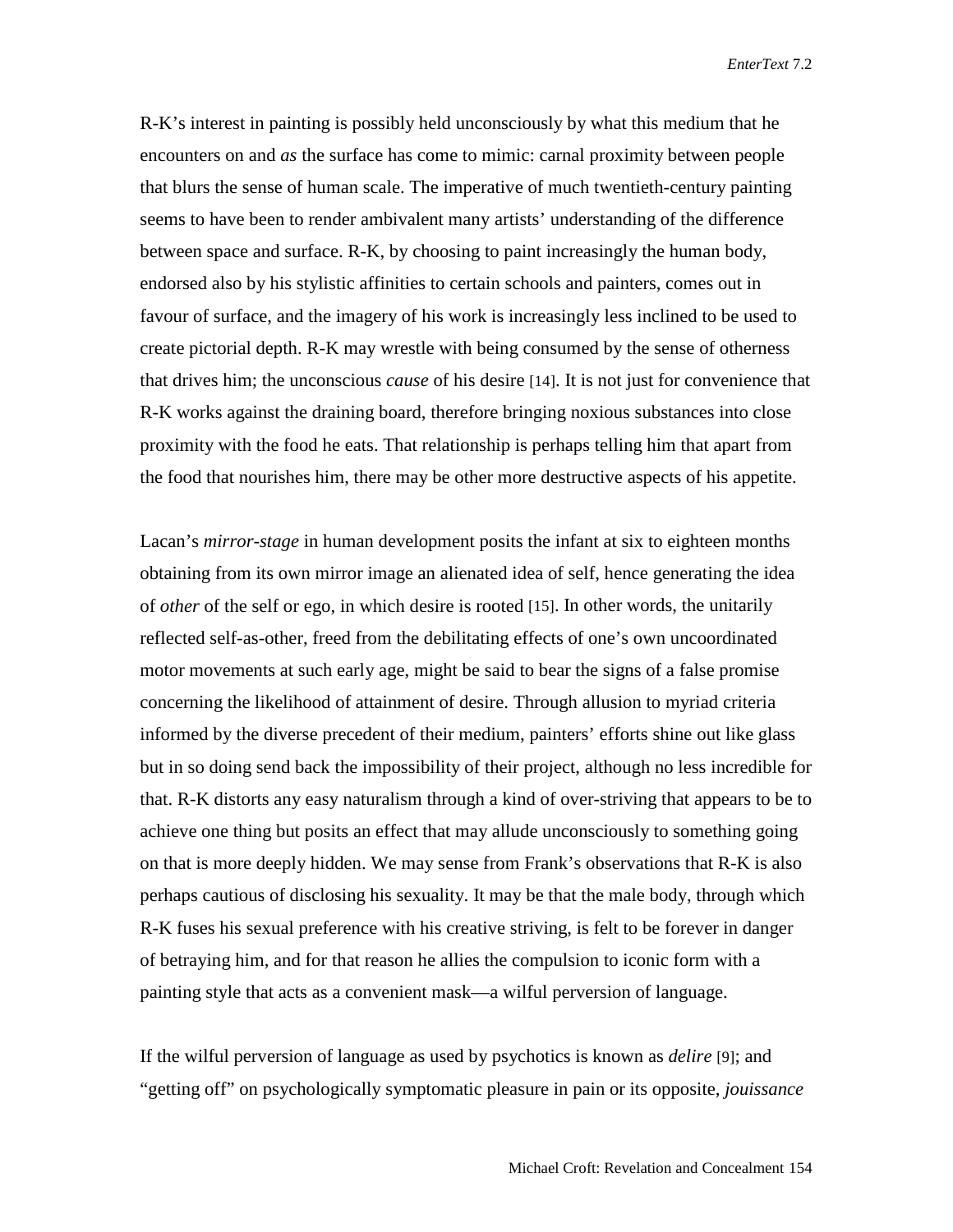R-K's interest in painting is possibly held unconsciously by what this medium that he encounters on and *as* the surface has come to mimic: carnal proximity between people that blurs the sense of human scale. The imperative of much twentieth-century painting seems to have been to render ambivalent many artists' understanding of the difference between space and surface. R-K, by choosing to paint increasingly the human body, endorsed also by his stylistic affinities to certain schools and painters, comes out in favour of surface, and the imagery of his work is increasingly less inclined to be used to create pictorial depth. R-K may wrestle with being consumed by the sense of otherness that drives him; the unconscious *cause* of his desire [14]. It is not just for convenience that R-K works against the draining board, therefore bringing noxious substances into close proximity with the food he eats. That relationship is perhaps telling him that apart from the food that nourishes him, there may be other more destructive aspects of his appetite.

Lacan's *mirror-stage* in human development posits the infant at six to eighteen months obtaining from its own mirror image an alienated idea of self, hence generating the idea of *other* of the self or ego, in which desire is rooted [15]. In other words, the unitarily reflected self-as-other, freed from the debilitating effects of one's own uncoordinated motor movements at such early age, might be said to bear the signs of a false promise concerning the likelihood of attainment of desire. Through allusion to myriad criteria informed by the diverse precedent of their medium, painters' efforts shine out like glass but in so doing send back the impossibility of their project, although no less incredible for that. R-K distorts any easy naturalism through a kind of over-striving that appears to be to achieve one thing but posits an effect that may allude unconsciously to something going on that is more deeply hidden. We may sense from Frank's observations that R-K is also perhaps cautious of disclosing his sexuality. It may be that the male body, through which R-K fuses his sexual preference with his creative striving, is felt to be forever in danger of betraying him, and for that reason he allies the compulsion to iconic form with a painting style that acts as a convenient mask—a wilful perversion of language.

If the wilful perversion of language as used by psychotics is known as *delire* [9]; and "getting off" on psychologically symptomatic pleasure in pain or its opposite, *jouissance*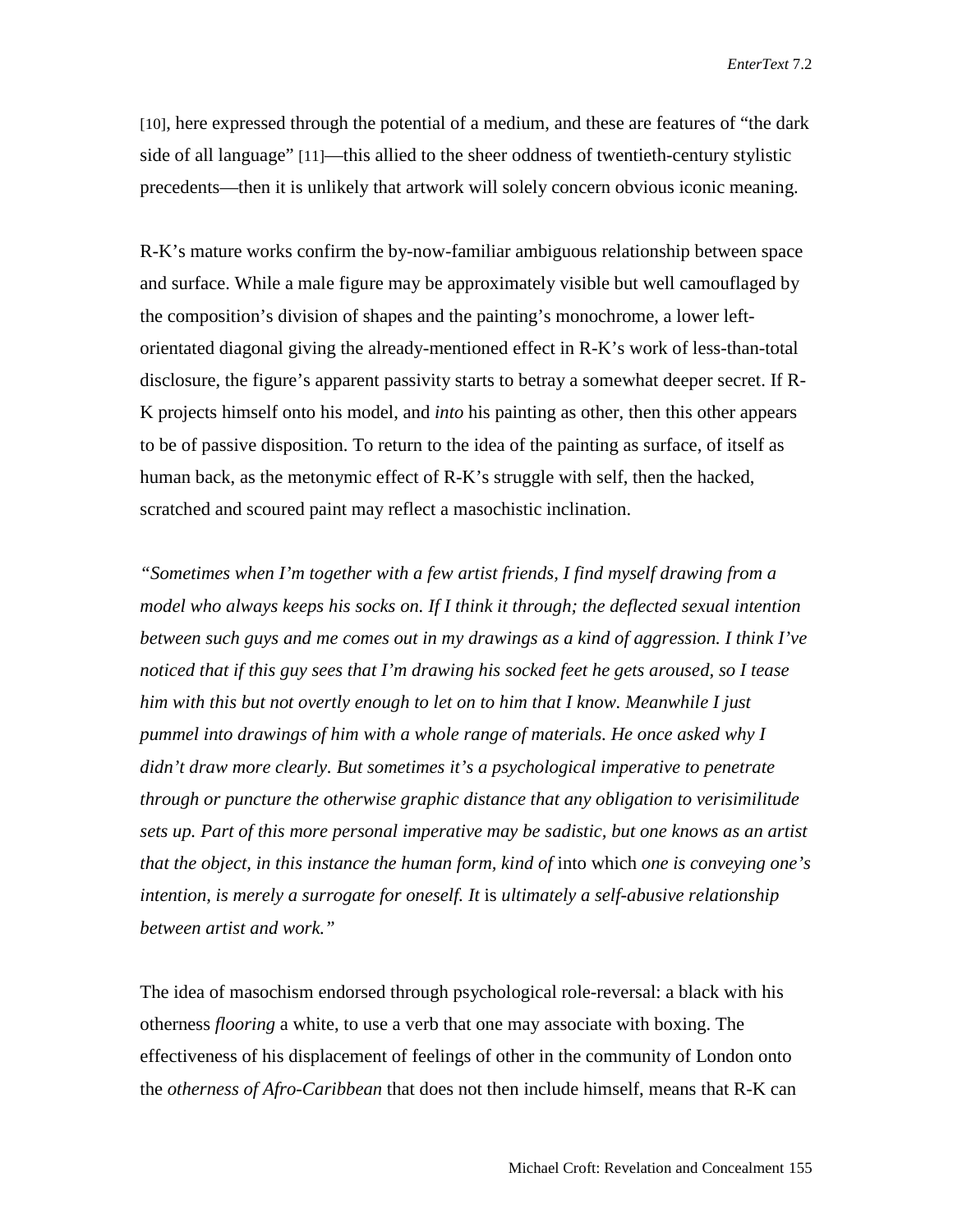[10], here expressed through the potential of a medium, and these are features of "the dark side of all language" [11]—this allied to the sheer oddness of twentieth-century stylistic precedents—then it is unlikely that artwork will solely concern obvious iconic meaning.

R-K's mature works confirm the by-now-familiar ambiguous relationship between space and surface. While a male figure may be approximately visible but well camouflaged by the composition's division of shapes and the painting's monochrome, a lower left-orientated diagonal giving the already-mentioned effect in R-K's work of less-than-total disclosure, the figure's apparent passivity starts to betray a somewhat deeper secret. If R-K projects himself onto his model, and *into* his painting as other, then this other appears to be of passive disposition. To return to the idea of the painting as surface, of itself as human back, as the metonymic effect of R-K's struggle with self, then the hacked, scratched and scoured paint may reflect a masochistic inclination.

*"Sometimes when I'm together with a few artist friends, I find myself drawing from a model who always keeps his socks on. If I think it through; the deflected sexual intention between such guys and me comes out in my drawings as a kind of aggression. I think I've noticed that if this guy sees that I'm drawing his socked feet he gets aroused, so I tease him with this but not overtly enough to let on to him that I know. Meanwhile I just pummel into drawings of him with a whole range of materials. He once asked why I didn't draw more clearly. But sometimes it's a psychological imperative to penetrate through or puncture the otherwise graphic distance that any obligation to verisimilitude sets up. Part of this more personal imperative may be sadistic, but one knows as an artist that the object, in this instance the human form, kind of* into which *one is conveying one's intention, is merely a surrogate for oneself. It* is *ultimately a self-abusive relationship between artist and work."*

The idea of masochism endorsed through psychological role-reversal: a black with his otherness *flooring* a white, to use a verb that one may associate with boxing. The effectiveness of his displacement of feelings of other in the community of London onto the *otherness of Afro-Caribbean* that does not then include himself, means that R-K can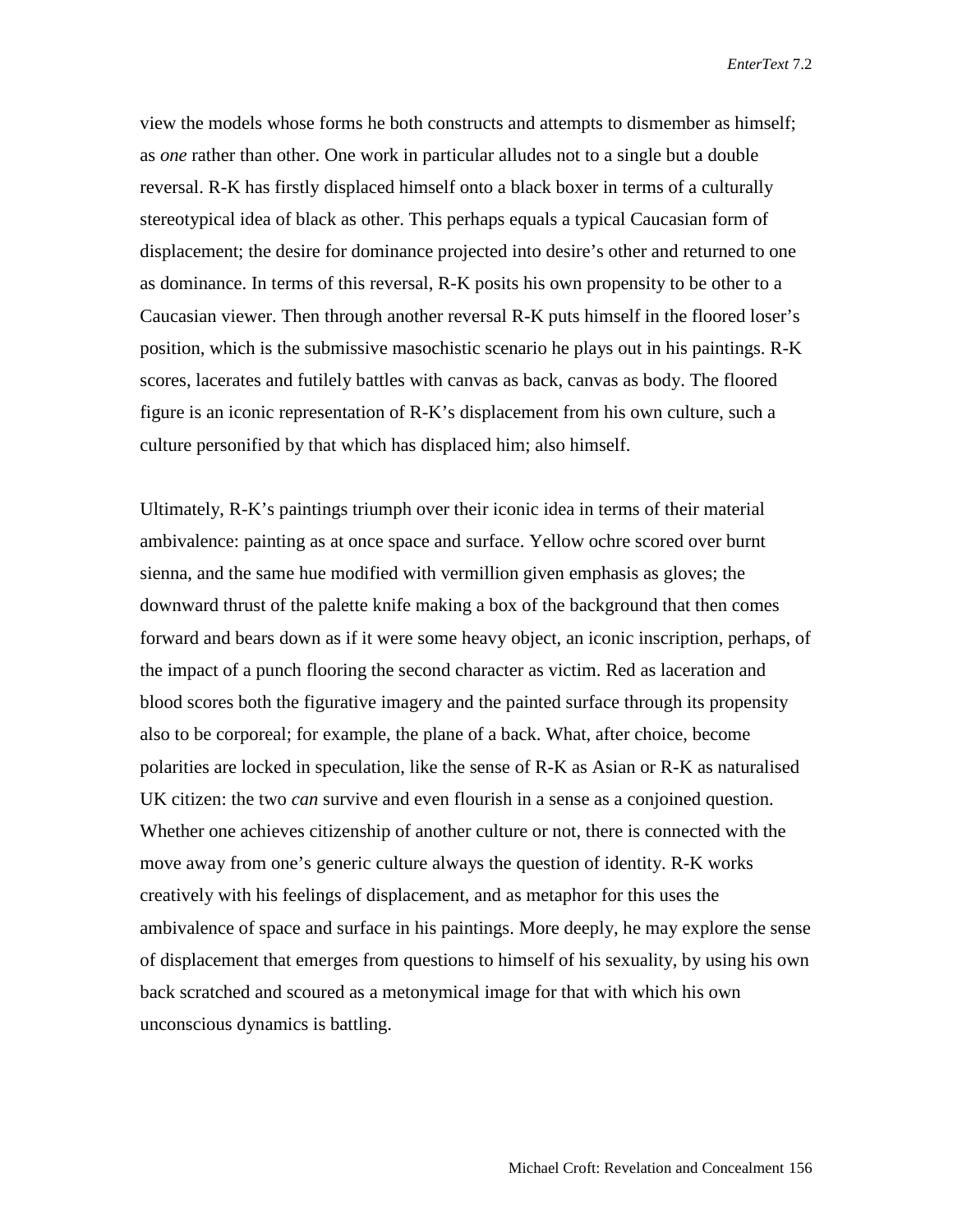view the models whose forms he both constructs and attempts to dismember as himself; as *one* rather than other. One work in particular alludes not to a single but a double reversal. R-K has firstly displaced himself onto a black boxer in terms of a culturally stereotypical idea of black as other. This perhaps equals a typical Caucasian form of displacement; the desire for dominance projected into desire's other and returned to one as dominance. In terms of this reversal, R-K posits his own propensity to be other to a Caucasian viewer. Then through another reversal R-K puts himself in the floored loser's position, which is the submissive masochistic scenario he plays out in his paintings. R-K scores, lacerates and futilely battles with canvas as back, canvas as body. The floored figure is an iconic representation of R-K's displacement from his own culture, such a culture personified by that which has displaced him; also himself.

Ultimately, R-K's paintings triumph over their iconic idea in terms of their material ambivalence: painting as at once space and surface. Yellow ochre scored over burnt sienna, and the same hue modified with vermillion given emphasis as gloves; the downward thrust of the palette knife making a box of the background that then comes forward and bears down as if it were some heavy object, an iconic inscription, perhaps, of the impact of a punch flooring the second character as victim. Red as laceration and blood scores both the figurative imagery and the painted surface through its propensity also to be corporeal; for example, the plane of a back. What, after choice, become polarities are locked in speculation, like the sense of R-K as Asian or R-K as naturalised UK citizen: the two *can* survive and even flourish in a sense as a conjoined question. Whether one achieves citizenship of another culture or not, there is connected with the move away from one's generic culture always the question of identity. R-K works creatively with his feelings of displacement, and as metaphor for this uses the ambivalence of space and surface in his paintings. More deeply, he may explore the sense of displacement that emerges from questions to himself of his sexuality, by using his own back scratched and scoured as a metonymical image for that with which his own unconscious dynamics is battling.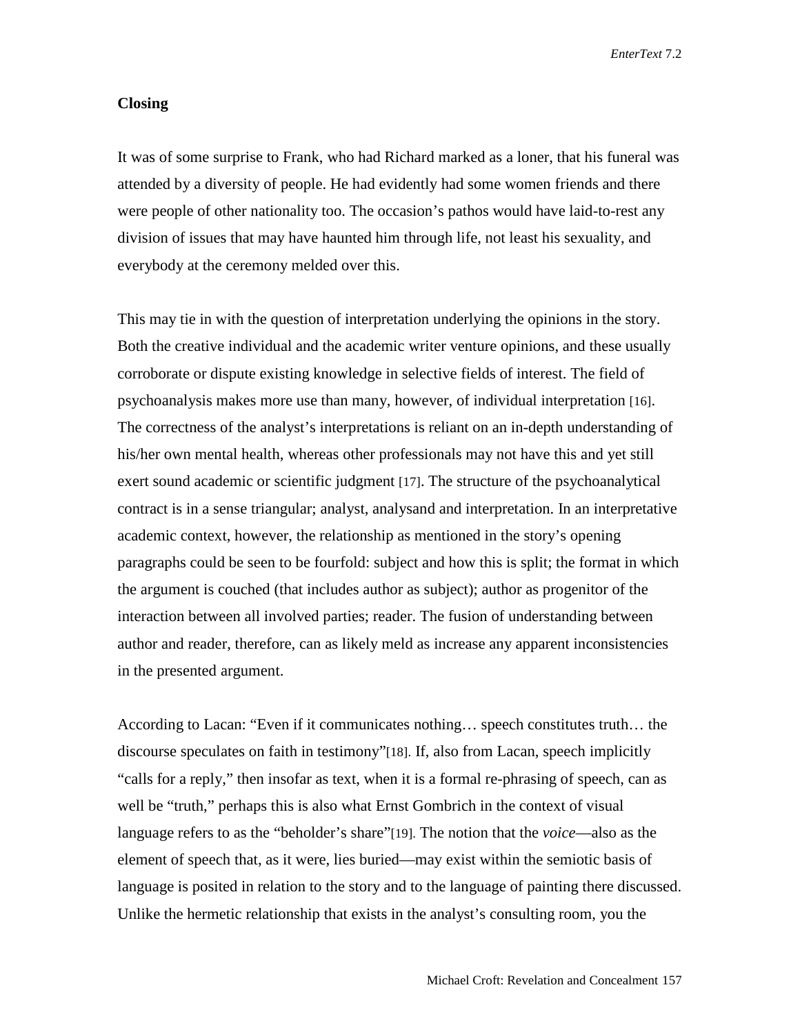### Closing

It was of some surprise to Frank, who had Richard marked as a loner, that his funeral was attended by a diversity of people. He had evidently had some women friends and there were people of other nationality too. The occasion's pathos would have laid-to-rest any division of issues that may have haunted him through life, not least his sexuality, and everybody at the ceremony melded over this.

This may tie in with the question of interpretation underlying the opinions in the story. Both the creative individual and the academic writer venture opinions, and these usually corroborate or dispute existing knowledge in selective fields of interest. The field of psychoanalysis makes more use than many, however, of individual interpretation [16]. The correctness of the analyst's interpretations is reliant on an in-depth understanding of his/her own mental health, whereas other professionals may not have this and yet still exert sound academic or scientific judgment [17]. The structure of the psychoanalytical contract is in a sense triangular; analyst, analysand and interpretation. In an interpretative academic context, however, the relationship as mentioned in the story's opening paragraphs could be seen to be fourfold: subject and how this is split; the format in which the argument is couched (that includes author as subject); author as progenitor of the interaction between all involved parties; reader. The fusion of understanding between author and reader, therefore, can as likely meld as increase any apparent inconsistencies in the presented argument.

According to Lacan: "Even if it communicates nothing… speech constitutes truth… the discourse speculates on faith in testimony"[18]. If, also from Lacan, speech implicitly "calls for a reply," then insofar as text, when it is a formal re-phrasing of speech, can as well be "truth," perhaps this is also what Ernst Gombrich in the context of visual language refers to as the "beholder's share"[19]. The notion that the *voice*—also as the element of speech that, as it were, lies buried—may exist within the semiotic basis of language is posited in relation to the story and to the language of painting there discussed. Unlike the hermetic relationship that exists in the analyst's consulting room, you the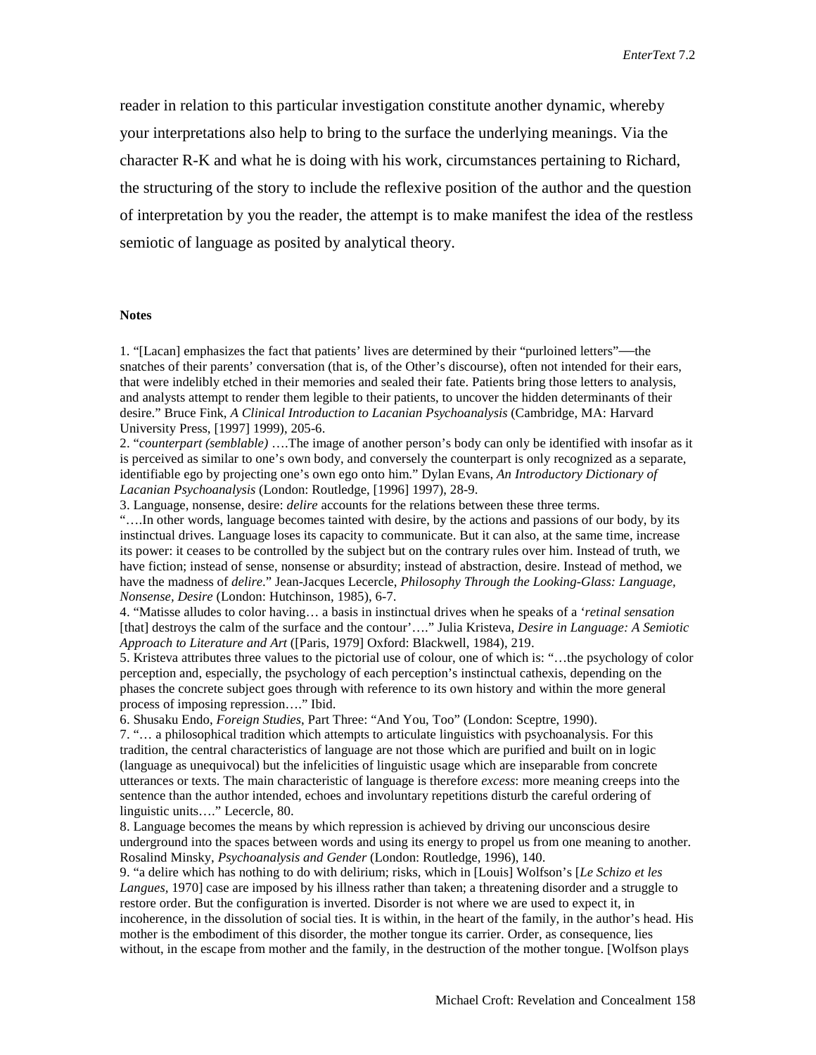reader in relation to this particular investigation constitute another dynamic, whereby your interpretations also help to bring to the surface the underlying meanings. Via the character R-K and what he is doing with his work, circumstances pertaining to Richard, the structuring of the story to include the reflexive position of the author and the question of interpretation by you the reader, the attempt is to make manifest the idea of the restless semiotic of language as posited by analytical theory.

**Notes**

1. "[Lacan] emphasizes the fact that patients' lives are determined by their "purloined letters"—the snatches of their parents' conversation (that is, of the Other's discourse), often not intended for their ears, that were indelibly etched in their memories and sealed their fate. Patients bring those letters to analysis, and analysts attempt to render them legible to their patients, to uncover the hidden determinants of their desire." Bruce Fink, *A Clinical Introduction to Lacanian Psychoanalysis* (Cambridge, MA: Harvard University Press, [1997] 1999), 205-6.
2. "*counterpart (semblable)* ….The image of another person's body can only be identified with insofar as it is perceived as similar to one's own body, and conversely the counterpart is only recognized as a separate, identifiable ego by projecting one's own ego onto him." Dylan Evans, *An Introductory Dictionary of Lacanian Psychoanalysis* (London: Routledge, [1996] 1997), 28-9.
3. Language, nonsense, desire: *delire* accounts for the relations between these three terms. "….In other words, language becomes tainted with desire, by the actions and passions of our body, by its instinctual drives. Language loses its capacity to communicate. But it can also, at the same time, increase its power: it ceases to be controlled by the subject but on the contrary rules over him. Instead of truth, we have fiction; instead of sense, nonsense or absurdity; instead of abstraction, desire. Instead of method, we have the madness of *delire*." Jean-Jacques Lecercle, *Philosophy Through the Looking-Glass: Language, Nonsense, Desire* (London: Hutchinson, 1985), 6-7.
4. "Matisse alludes to color having… a basis in instinctual drives when he speaks of a '*retinal sensation* [that] destroys the calm of the surface and the contour'…." Julia Kristeva, *Desire in Language: A Semiotic Approach to Literature and Art* ([Paris, 1979] Oxford: Blackwell, 1984), 219.
5. Kristeva attributes three values to the pictorial use of colour, one of which is: "…the psychology of color perception and, especially, the psychology of each perception's instinctual cathexis, depending on the phases the concrete subject goes through with reference to its own history and within the more general process of imposing repression…." Ibid.
6. Shusaku Endo, *Foreign Studies*, Part Three: "And You, Too" (London: Sceptre, 1990).
7. "… a philosophical tradition which attempts to articulate linguistics with psychoanalysis. For this tradition, the central characteristics of language are not those which are purified and built on in logic (language as unequivocal) but the infelicities of linguistic usage which are inseparable from concrete utterances or texts. The main characteristic of language is therefore *excess*: more meaning creeps into the sentence than the author intended, echoes and involuntary repetitions disturb the careful ordering of linguistic units…." Lecercle, 80.
8. Language becomes the means by which repression is achieved by driving our unconscious desire underground into the spaces between words and using its energy to propel us from one meaning to another. Rosalind Minsky, *Psychoanalysis and Gender* (London: Routledge, 1996), 140.
9. "a delire which has nothing to do with delirium; risks, which in [Louis] Wolfson's [*Le Schizo et les Langues*, 1970] case are imposed by his illness rather than taken; a threatening disorder and a struggle to restore order. But the configuration is inverted. Disorder is not where we are used to expect it, in incoherence, in the dissolution of social ties. It is within, in the heart of the family, in the author's head. His mother is the embodiment of this disorder, the mother tongue its carrier. Order, as consequence, lies without, in the escape from mother and the family, in the destruction of the mother tongue. [Wolfson plays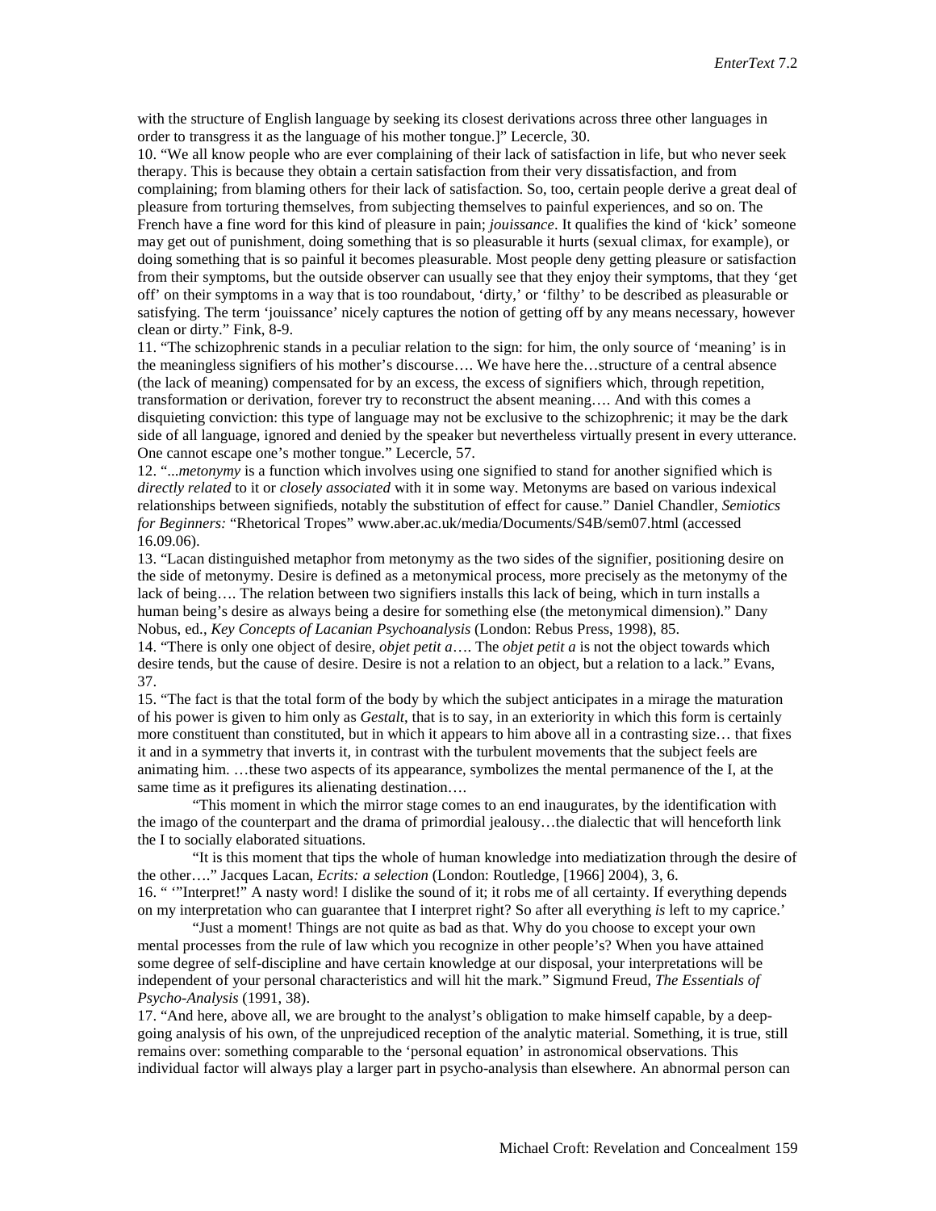with the structure of English language by seeking its closest derivations across three other languages in order to transgress it as the language of his mother tongue.]" Lecercle, 30.

10. "We all know people who are ever complaining of their lack of satisfaction in life, but who never seek therapy. This is because they obtain a certain satisfaction from their very dissatisfaction, and from complaining; from blaming others for their lack of satisfaction. So, too, certain people derive a great deal of pleasure from torturing themselves, from subjecting themselves to painful experiences, and so on. The French have a fine word for this kind of pleasure in pain; *jouissance*. It qualifies the kind of 'kick' someone may get out of punishment, doing something that is so pleasurable it hurts (sexual climax, for example), or doing something that is so painful it becomes pleasurable. Most people deny getting pleasure or satisfaction from their symptoms, but the outside observer can usually see that they enjoy their symptoms, that they 'get off' on their symptoms in a way that is too roundabout, 'dirty,' or 'filthy' to be described as pleasurable or satisfying. The term 'jouissance' nicely captures the notion of getting off by any means necessary, however clean or dirty." Fink, 8-9.

11. "The schizophrenic stands in a peculiar relation to the sign: for him, the only source of 'meaning' is in the meaningless signifiers of his mother's discourse…. We have here the…structure of a central absence (the lack of meaning) compensated for by an excess, the excess of signifiers which, through repetition, transformation or derivation, forever try to reconstruct the absent meaning…. And with this comes a disquieting conviction: this type of language may not be exclusive to the schizophrenic; it may be the dark side of all language, ignored and denied by the speaker but nevertheless virtually present in every utterance. One cannot escape one's mother tongue." Lecercle, 57.

12. "...*metonymy* is a function which involves using one signified to stand for another signified which is *directly related* to it or *closely associated* with it in some way. Metonyms are based on various indexical relationships between signifieds, notably the substitution of effect for cause." Daniel Chandler, *Semiotics for Beginners:* "Rhetorical Tropes" www.aber.ac.uk/media/Documents/S4B/sem07.html (accessed 16.09.06).

13. "Lacan distinguished metaphor from metonymy as the two sides of the signifier, positioning desire on the side of metonymy. Desire is defined as a metonymical process, more precisely as the metonymy of the lack of being…. The relation between two signifiers installs this lack of being, which in turn installs a human being's desire as always being a desire for something else (the metonymical dimension)." Dany Nobus, ed., *Key Concepts of Lacanian Psychoanalysis* (London: Rebus Press, 1998), 85.

14. "There is only one object of desire, *objet petit a*…. The *objet petit a* is not the object towards which desire tends, but the cause of desire. Desire is not a relation to an object, but a relation to a lack." Evans, 37.

15. "The fact is that the total form of the body by which the subject anticipates in a mirage the maturation of his power is given to him only as *Gestalt*, that is to say, in an exteriority in which this form is certainly more constituent than constituted, but in which it appears to him above all in a contrasting size… that fixes it and in a symmetry that inverts it, in contrast with the turbulent movements that the subject feels are animating him. …these two aspects of its appearance, symbolizes the mental permanence of the I, at the same time as it prefigures its alienating destination….

"This moment in which the mirror stage comes to an end inaugurates, by the identification with the imago of the counterpart and the drama of primordial jealousy…the dialectic that will henceforth link the I to socially elaborated situations.

"It is this moment that tips the whole of human knowledge into mediatization through the desire of the other…." Jacques Lacan, *Ecrits: a selection* (London: Routledge, [1966] 2004), 3, 6.

16. " '"Interpret!" A nasty word! I dislike the sound of it; it robs me of all certainty. If everything depends on my interpretation who can guarantee that I interpret right? So after all everything *is* left to my caprice.'

"Just a moment! Things are not quite as bad as that. Why do you choose to except your own mental processes from the rule of law which you recognize in other people's? When you have attained some degree of self-discipline and have certain knowledge at our disposal, your interpretations will be independent of your personal characteristics and will hit the mark." Sigmund Freud, *The Essentials of Psycho-Analysis* (1991, 38).

17. "And here, above all, we are brought to the analyst's obligation to make himself capable, by a deep-going analysis of his own, of the unprejudiced reception of the analytic material. Something, it is true, still remains over: something comparable to the 'personal equation' in astronomical observations. This individual factor will always play a larger part in psycho-analysis than elsewhere. An abnormal person can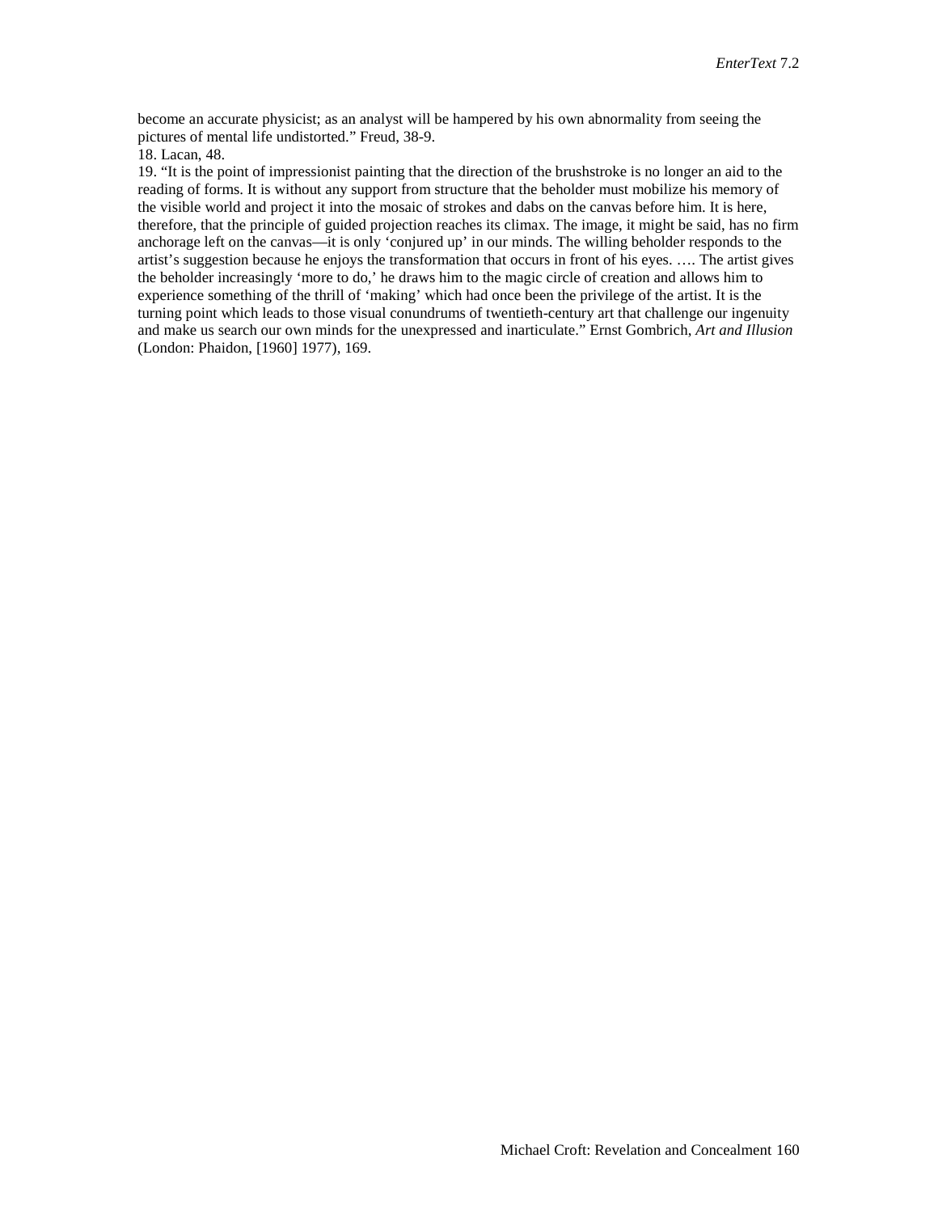become an accurate physicist; as an analyst will be hampered by his own abnormality from seeing the pictures of mental life undistorted." Freud, 38-9.

18. Lacan, 48.

19. "It is the point of impressionist painting that the direction of the brushstroke is no longer an aid to the reading of forms. It is without any support from structure that the beholder must mobilize his memory of the visible world and project it into the mosaic of strokes and dabs on the canvas before him. It is here, therefore, that the principle of guided projection reaches its climax. The image, it might be said, has no firm anchorage left on the canvas—it is only 'conjured up' in our minds. The willing beholder responds to the artist's suggestion because he enjoys the transformation that occurs in front of his eyes. …. The artist gives the beholder increasingly 'more to do,' he draws him to the magic circle of creation and allows him to experience something of the thrill of 'making' which had once been the privilege of the artist. It is the turning point which leads to those visual conundrums of twentieth-century art that challenge our ingenuity and make us search our own minds for the unexpressed and inarticulate." Ernst Gombrich, *Art and Illusion* (London: Phaidon, [1960] 1977), 169.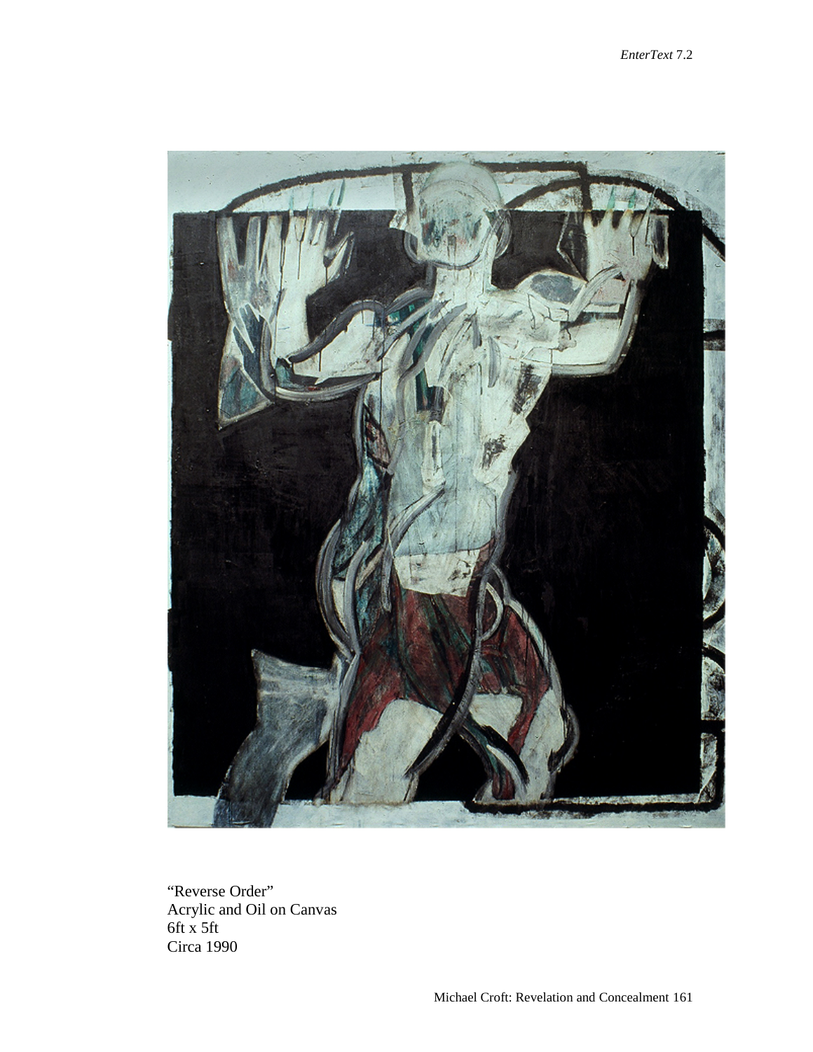“Reverse Order”
Acrylic and Oil on Canvas
6ft x 5ft
Circa 1990